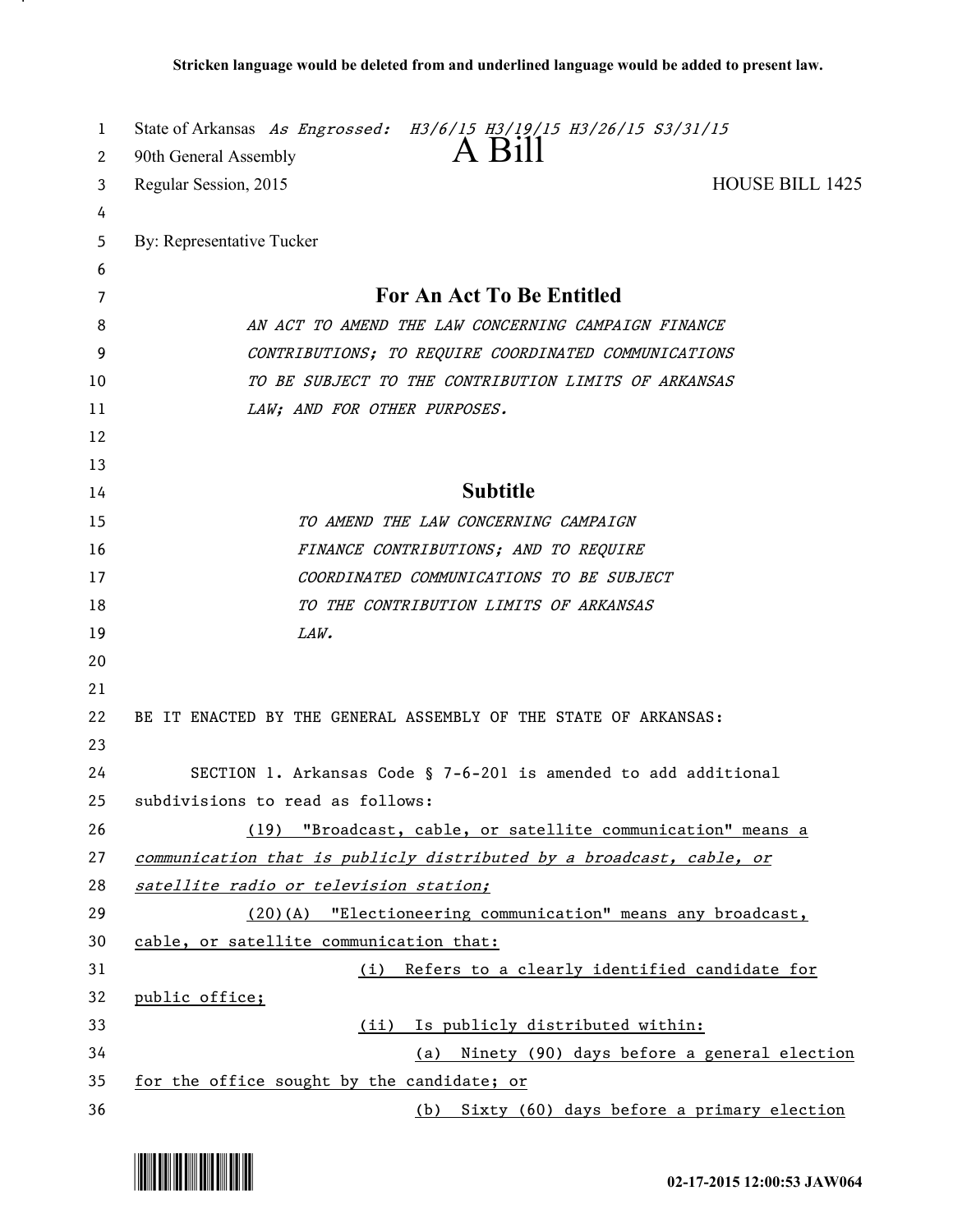**Stricken language would be deleted from and underlined language would be added to present law.**

State of Arkansas *As Engrossed: H3/6/15 H3/19/15 H3/26/15 S3/31/15*

90th General Assembly

# A Bill

Regular Session, 2015 HOUSE BILL 1425

By: Representative Tucker

## For An Act To Be Entitled

*AN ACT TO AMEND THE LAW CONCERNING CAMPAIGN FINANCE CONTRIBUTIONS; TO REQUIRE COORDINATED COMMUNICATIONS TO BE SUBJECT TO THE CONTRIBUTION LIMITS OF ARKANSAS LAW; AND FOR OTHER PURPOSES.*

## Subtitle

*TO AMEND THE LAW CONCERNING CAMPAIGN FINANCE CONTRIBUTIONS; AND TO REQUIRE COORDINATED COMMUNICATIONS TO BE SUBJECT TO THE CONTRIBUTION LIMITS OF ARKANSAS LAW.*

BE IT ENACTED BY THE GENERAL ASSEMBLY OF THE STATE OF ARKANSAS:

SECTION 1. Arkansas Code § 7-6-201 is amended to add additional subdivisions to read as follows:

(19) "Broadcast, cable, or satellite communication" means a communication that is publicly distributed by a broadcast, cable, or satellite radio or television station;

(20)(A) "Electioneering communication" means any broadcast, cable, or satellite communication that:

(i) Refers to a clearly identified candidate for public office;

(ii) Is publicly distributed within:

(a) Ninety (90) days before a general election for the office sought by the candidate; or

(b) Sixty (60) days before a primary election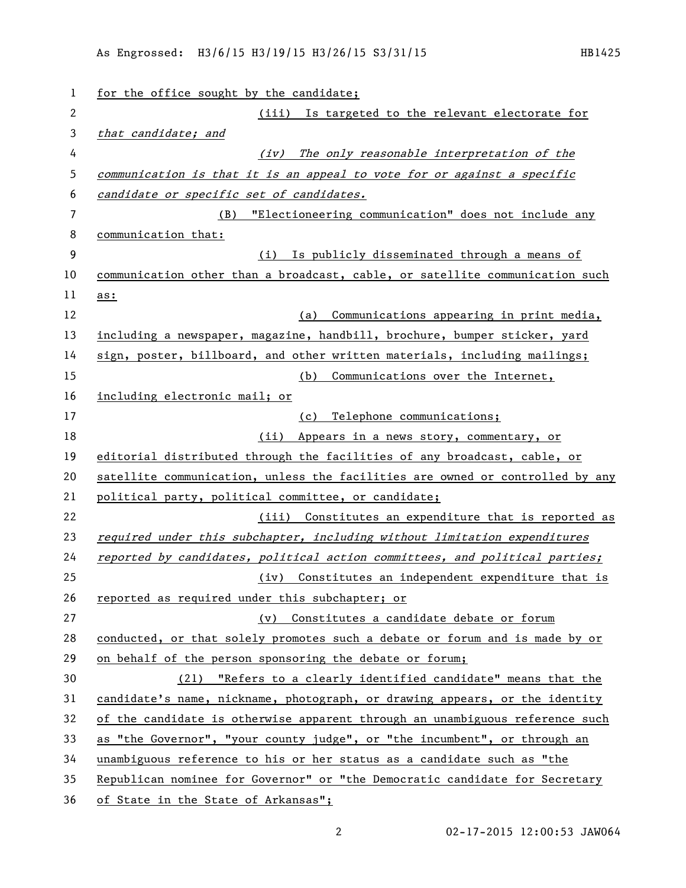for the office sought by the candidate;

(iii) Is targeted to the relevant electorate for *that candidate; and*

*(iv) The only reasonable interpretation of the communication is that it is an appeal to vote for or against a specific candidate or specific set of candidates.*

(B) "Electioneering communication" does not include any communication that:

(i) Is publicly disseminated through a means of communication other than a broadcast, cable, or satellite communication such as:

(a) Communications appearing in print media, including a newspaper, magazine, handbill, brochure, bumper sticker, yard sign, poster, billboard, and other written materials, including mailings;

(b) Communications over the Internet, including electronic mail; or

(c) Telephone communications;

(ii) Appears in a news story, commentary, or editorial distributed through the facilities of any broadcast, cable, or satellite communication, unless the facilities are owned or controlled by any political party, political committee, or candidate;

(iii) Constitutes an expenditure that is reported as *required under this subchapter, including without limitation expenditures reported by candidates, political action committees, and political parties;*

(iv) Constitutes an independent expenditure that is reported as required under this subchapter; or

(v) Constitutes a candidate debate or forum conducted, or that solely promotes such a debate or forum and is made by or on behalf of the person sponsoring the debate or forum;

(21) "Refers to a clearly identified candidate" means that the candidate's name, nickname, photograph, or drawing appears, or the identity of the candidate is otherwise apparent through an unambiguous reference such as "the Governor", "your county judge", or "the incumbent", or through an unambiguous reference to his or her status as a candidate such as "the Republican nominee for Governor" or "the Democratic candidate for Secretary of State in the State of Arkansas";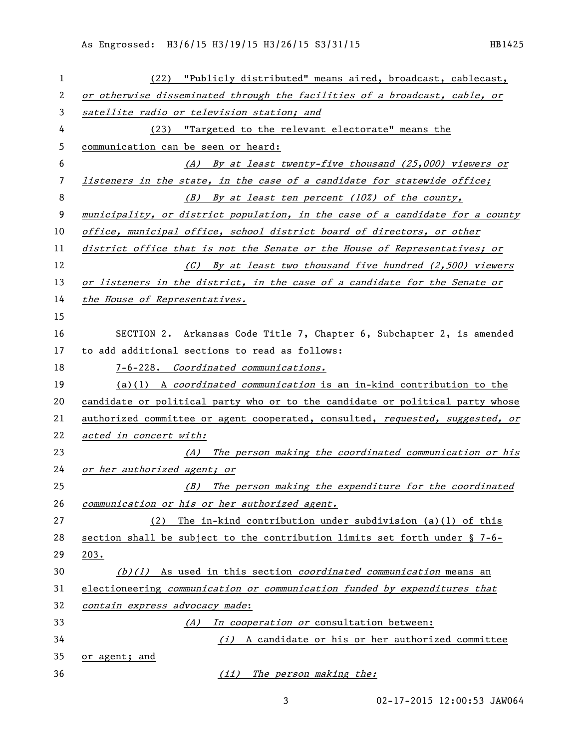(22) "Publicly distributed" means aired, broadcast, cablecast, *or otherwise disseminated through the facilities of a broadcast, cable, or satellite radio or television station; and*

(23) "Targeted to the relevant electorate" means the communication can be seen or heard:

*(A) By at least twenty-five thousand (25,000) viewers or listeners in the state, in the case of a candidate for statewide office;*

*(B) By at least ten percent (10%) of the county, municipality, or district population, in the case of a candidate for a county office, municipal office, school district board of directors, or other district office that is not the Senate or the House of Representatives; or*

*(C) By at least two thousand five hundred (2,500) viewers or listeners in the district, in the case of a candidate for the Senate or the House of Representatives.*

SECTION 2. Arkansas Code Title 7, Chapter 6, Subchapter 2, is amended to add additional sections to read as follows:

7-6-228. *Coordinated communications.*

(a)(1) A *coordinated communication* is an in-kind contribution to the candidate or political party who or to the candidate or political party whose authorized committee or agent cooperated, consulted, *requested, suggested, or acted in concert with:*

*(A) The person making the coordinated communication or his or her authorized agent; or*

*(B) The person making the expenditure for the coordinated communication or his or her authorized agent.*

(2) The in-kind contribution under subdivision (a)(1) of this section shall be subject to the contribution limits set forth under § 7-6-203.

*(b)(1)* As used in this section *coordinated communication* means an electioneering *communication or communication funded by expenditures that contain express advocacy made*:

*(A) In cooperation or* consultation between:

*(i)* A candidate or his or her authorized committee or agent; and

*(ii) The person making the:*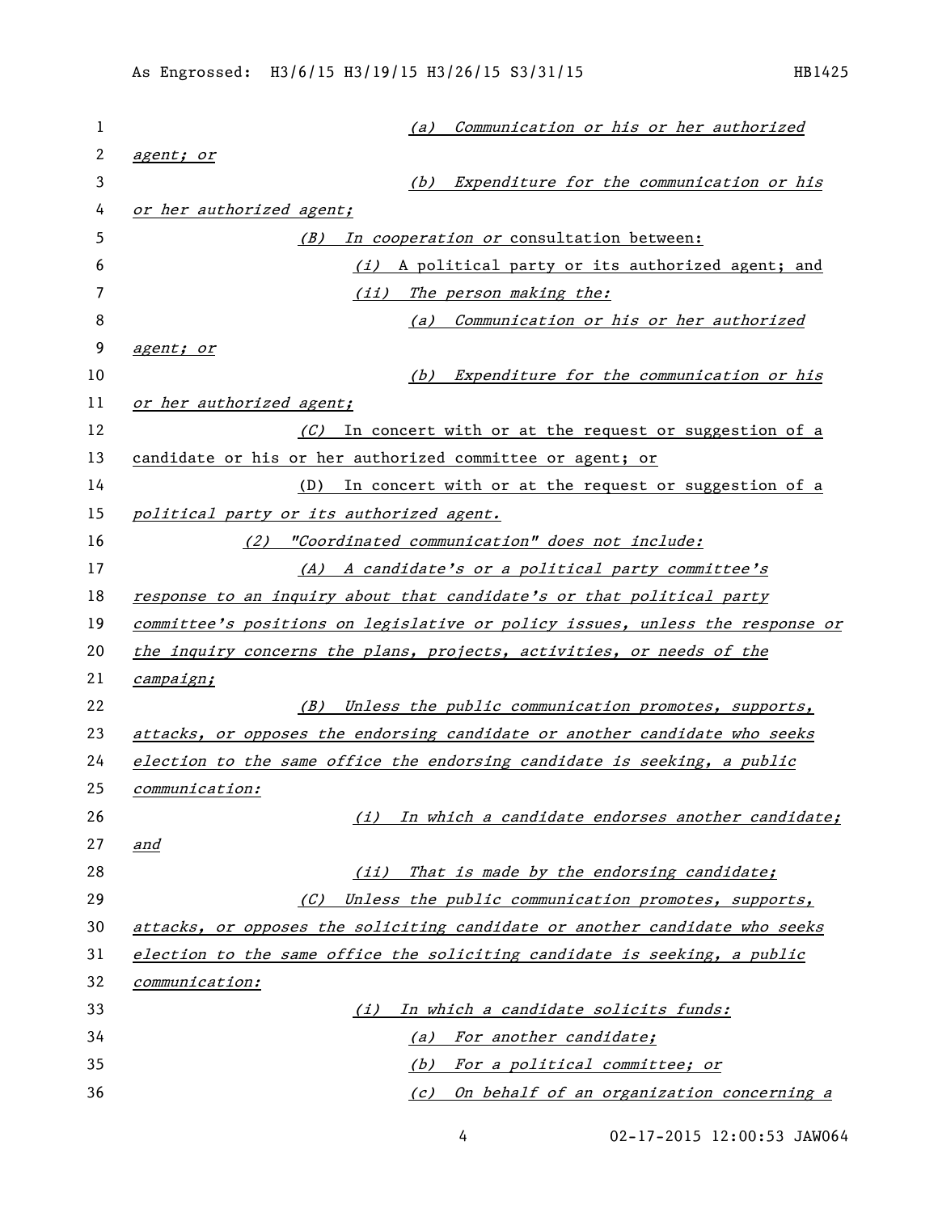(a) *Communication or his or her authorized agent; or*

(b) *Expenditure for the communication or his or her authorized agent;*

*(B) In cooperation or* consultation between:

*(i)* A political party or its authorized agent; and

*(ii) The person making the:*

*(a) Communication or his or her authorized agent; or*

*(b) Expenditure for the communication or his or her authorized agent;*

*(C)* In concert with or at the request or suggestion of a candidate or his or her authorized committee or agent; or

(D) In concert with or at the request or suggestion of a *political party or its authorized agent.*

*(2) "Coordinated communication" does not include:*

*(A) A candidate's or a political party committee's response to an inquiry about that candidate's or that political party committee's positions on legislative or policy issues, unless the response or the inquiry concerns the plans, projects, activities, or needs of the campaign;*

*(B) Unless the public communication promotes, supports, attacks, or opposes the endorsing candidate or another candidate who seeks election to the same office the endorsing candidate is seeking, a public communication:*

*(i) In which a candidate endorses another candidate; and*

*(ii) That is made by the endorsing candidate;*

*(C) Unless the public communication promotes, supports, attacks, or opposes the soliciting candidate or another candidate who seeks election to the same office the soliciting candidate is seeking, a public communication:*

*(i) In which a candidate solicits funds:*

*(a) For another candidate;*

*(b) For a political committee; or*

*(c) On behalf of an organization concerning a*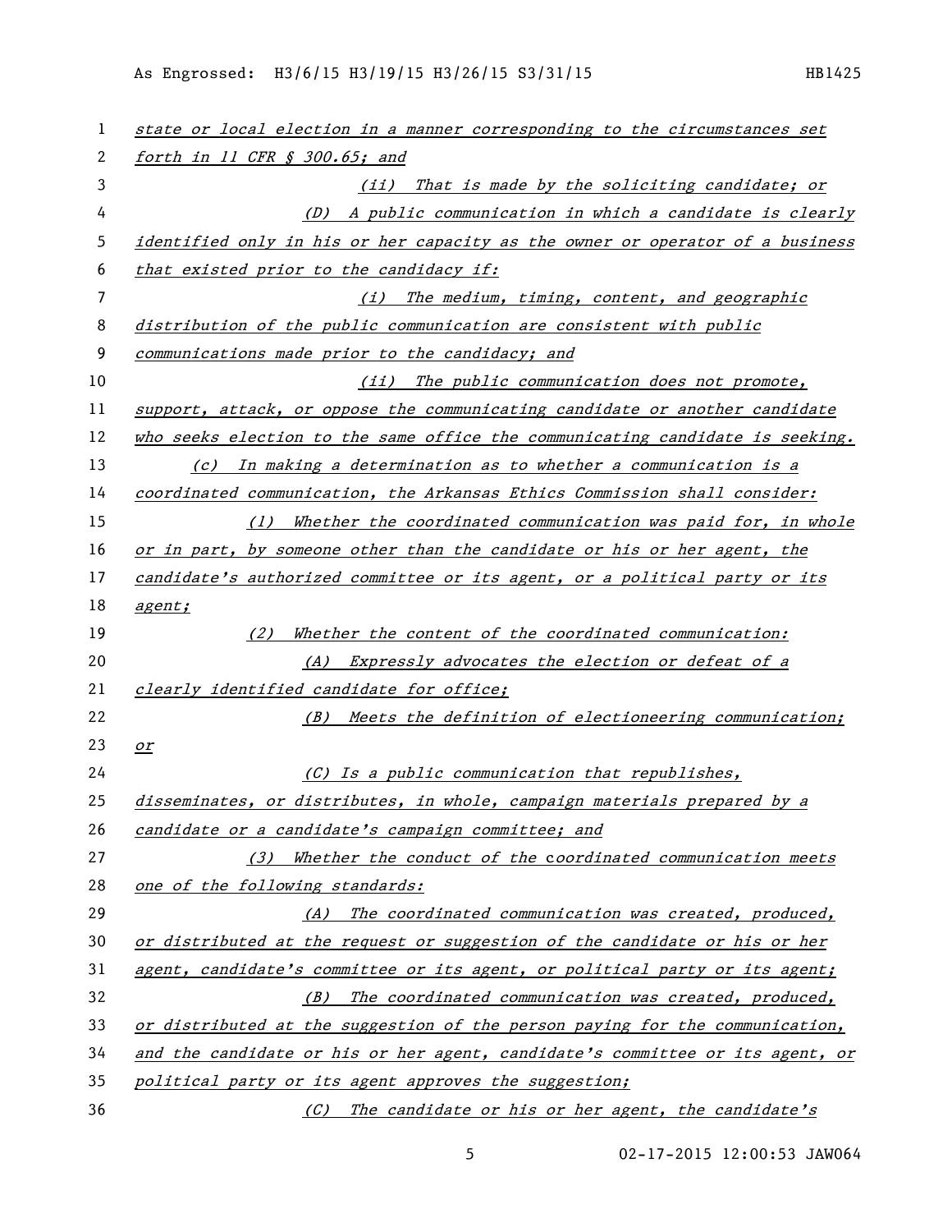*state or local election in a manner corresponding to the circumstances set forth in 11 CFR § 300.65; and*

*(ii) That is made by the soliciting candidate; or*

*(D) A public communication in which a candidate is clearly identified only in his or her capacity as the owner or operator of a business that existed prior to the candidacy if:*

*(i) The medium, timing, content, and geographic distribution of the public communication are consistent with public communications made prior to the candidacy; and*

*(ii) The public communication does not promote, support, attack, or oppose the communicating candidate or another candidate who seeks election to the same office the communicating candidate is seeking.*

*(c) In making a determination as to whether a communication is a coordinated communication, the Arkansas Ethics Commission shall consider:*

*(1) Whether the coordinated communication was paid for, in whole or in part, by someone other than the candidate or his or her agent, the candidate's authorized committee or its agent, or a political party or its agent;*

*(2) Whether the content of the coordinated communication:*

*(A) Expressly advocates the election or defeat of a clearly identified candidate for office;*

*(B) Meets the definition of electioneering communication; or*

*(C) Is a public communication that republishes, disseminates, or distributes, in whole, campaign materials prepared by a candidate or a candidate's campaign committee; and*

*(3) Whether the conduct of the coordinated communication meets one of the following standards:*

*(A) The coordinated communication was created, produced, or distributed at the request or suggestion of the candidate or his or her agent, candidate's committee or its agent, or political party or its agent;*

*(B) The coordinated communication was created, produced, or distributed at the suggestion of the person paying for the communication, and the candidate or his or her agent, candidate's committee or its agent, or political party or its agent approves the suggestion;*

*(C) The candidate or his or her agent, the candidate's*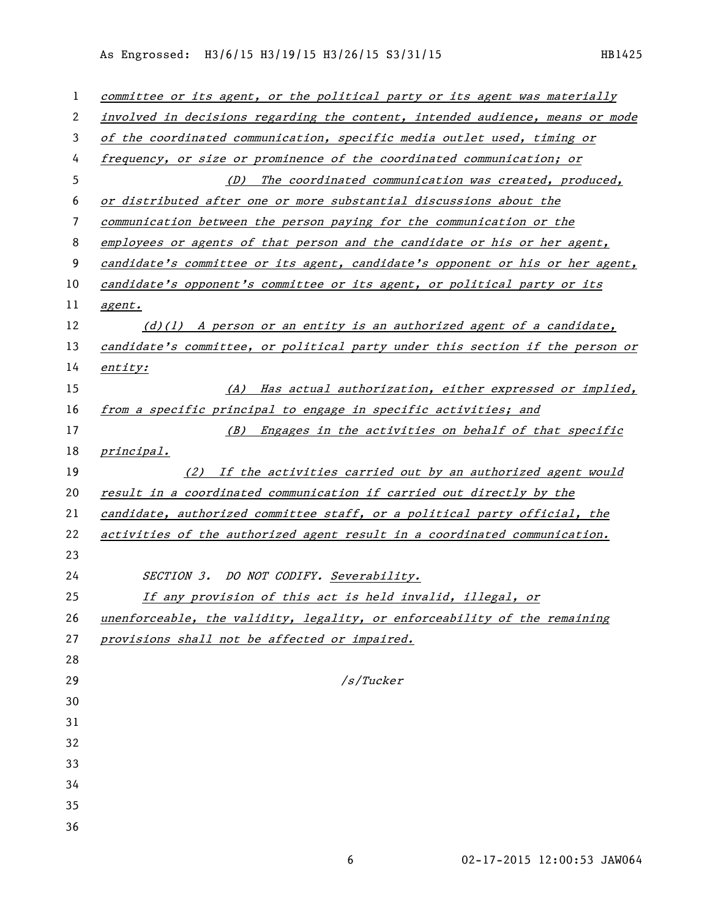*committee or its agent, or the political party or its agent was materially involved in decisions regarding the content, intended audience, means or mode of the coordinated communication, specific media outlet used, timing or frequency, or size or prominence of the coordinated communication; or*

*(D) The coordinated communication was created, produced, or distributed after one or more substantial discussions about the communication between the person paying for the communication or the employees or agents of that person and the candidate or his or her agent, candidate's committee or its agent, candidate's opponent or his or her agent, candidate's opponent's committee or its agent, or political party or its agent.*

*(d)(1) A person or an entity is an authorized agent of a candidate, candidate's committee, or political party under this section if the person or entity:*

*(A) Has actual authorization, either expressed or implied, from a specific principal to engage in specific activities; and*

*(B) Engages in the activities on behalf of that specific principal.*

*(2) If the activities carried out by an authorized agent would result in a coordinated communication if carried out directly by the candidate, authorized committee staff, or a political party official, the activities of the authorized agent result in a coordinated communication.*

*SECTION 3. DO NOT CODIFY. Severability.*

*If any provision of this act is held invalid, illegal, or unenforceable, the validity, legality, or enforceability of the remaining provisions shall not be affected or impaired.*

*/s/Tucker*